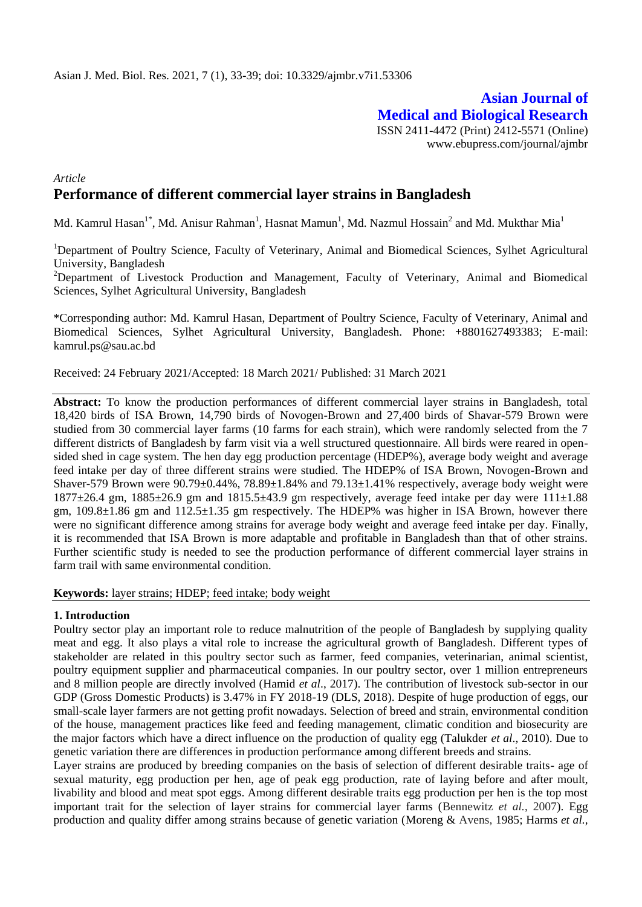Asian J. Med. Biol. Res. 2021, 7 (1), 33-39; doi: 10.3329/ajmbr.v7i1.53306

**Asian Journal of Medical and Biological Research**

ISSN 2411-4472 (Print) 2412-5571 (Online)
www.ebupress.com/journal/ajmbr

*Article*

# Performance of different commercial layer strains in Bangladesh

Md. Kamrul Hasan[1*], Md. Anisur Rahman[1], Hasnat Mamun[1], Md. Nazmul Hossain[2] and Md. Mukthar Mia[1]

[1]Department of Poultry Science, Faculty of Veterinary, Animal and Biomedical Sciences, Sylhet Agricultural University, Bangladesh

[2]Department of Livestock Production and Management, Faculty of Veterinary, Animal and Biomedical Sciences, Sylhet Agricultural University, Bangladesh

*Corresponding author: Md. Kamrul Hasan, Department of Poultry Science, Faculty of Veterinary, Animal and Biomedical Sciences, Sylhet Agricultural University, Bangladesh. Phone: +8801627493383; E-mail: kamrul.ps@sau.ac.bd

Received: 24 February 2021/Accepted: 18 March 2021/ Published: 31 March 2021

**Abstract:** To know the production performances of different commercial layer strains in Bangladesh, total 18,420 birds of ISA Brown, 14,790 birds of Novogen-Brown and 27,400 birds of Shavar-579 Brown were studied from 30 commercial layer farms (10 farms for each strain), which were randomly selected from the 7 different districts of Bangladesh by farm visit via a well structured questionnaire. All birds were reared in open-sided shed in cage system. The hen day egg production percentage (HDEP%), average body weight and average feed intake per day of three different strains were studied. The HDEP% of ISA Brown, Novogen-Brown and Shaver-579 Brown were 90.79±0.44%, 78.89±1.84% and 79.13±1.41% respectively, average body weight were 1877±26.4 gm, 1885±26.9 gm and 1815.5±43.9 gm respectively, average feed intake per day were 111±1.88 gm, 109.8±1.86 gm and 112.5±1.35 gm respectively. The HDEP% was higher in ISA Brown, however there were no significant difference among strains for average body weight and average feed intake per day. Finally, it is recommended that ISA Brown is more adaptable and profitable in Bangladesh than that of other strains. Further scientific study is needed to see the production performance of different commercial layer strains in farm trail with same environmental condition.

**Keywords:** layer strains; HDEP; feed intake; body weight

## 1. Introduction

Poultry sector play an important role to reduce malnutrition of the people of Bangladesh by supplying quality meat and egg. It also plays a vital role to increase the agricultural growth of Bangladesh. Different types of stakeholder are related in this poultry sector such as farmer, feed companies, veterinarian, animal scientist, poultry equipment supplier and pharmaceutical companies. In our poultry sector, over 1 million entrepreneurs and 8 million people are directly involved (Hamid *et al*., 2017). The contribution of livestock sub-sector in our GDP (Gross Domestic Products) is 3.47% in FY 2018-19 (DLS, 2018). Despite of huge production of eggs, our small-scale layer farmers are not getting profit nowadays. Selection of breed and strain, environmental condition of the house, management practices like feed and feeding management, climatic condition and biosecurity are the major factors which have a direct influence on the production of quality egg (Talukder *et al*., 2010). Due to genetic variation there are differences in production performance among different breeds and strains.

Layer strains are produced by breeding companies on the basis of selection of different desirable traits- age of sexual maturity, egg production per hen, age of peak egg production, rate of laying before and after moult, livability and blood and meat spot eggs. Among different desirable traits egg production per hen is the top most important trait for the selection of layer strains for commercial layer farms (Bennewitz *et al.*, 2007). Egg production and quality differ among strains because of genetic variation (Moreng & Avens, 1985; Harms *et al.*,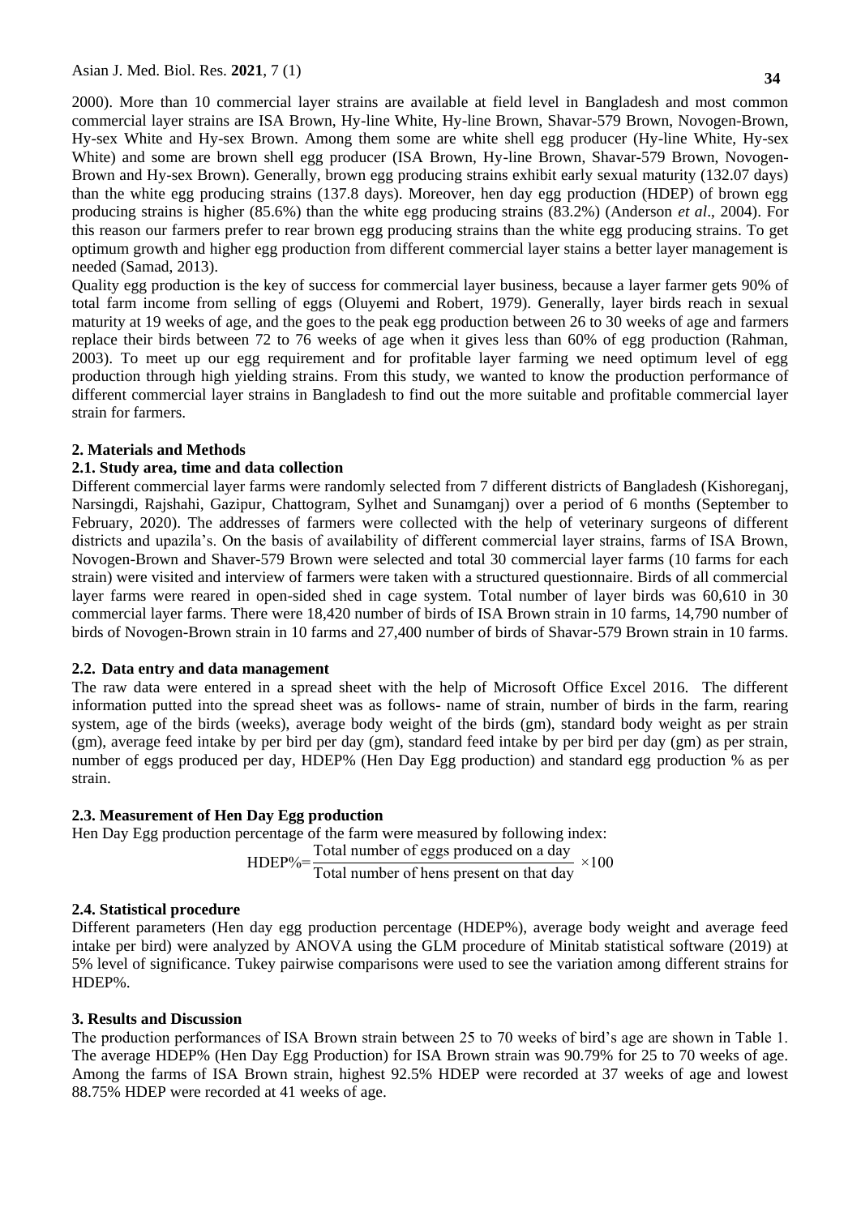2000). More than 10 commercial layer strains are available at field level in Bangladesh and most common commercial layer strains are ISA Brown, Hy-line White, Hy-line Brown, Shavar-579 Brown, Novogen-Brown, Hy-sex White and Hy-sex Brown. Among them some are white shell egg producer (Hy-line White, Hy-sex White) and some are brown shell egg producer (ISA Brown, Hy-line Brown, Shavar-579 Brown, Novogen-Brown and Hy-sex Brown). Generally, brown egg producing strains exhibit early sexual maturity (132.07 days) than the white egg producing strains (137.8 days). Moreover, hen day egg production (HDEP) of brown egg producing strains is higher (85.6%) than the white egg producing strains (83.2%) (Anderson *et al*., 2004). For this reason our farmers prefer to rear brown egg producing strains than the white egg producing strains. To get optimum growth and higher egg production from different commercial layer stains a better layer management is needed (Samad, 2013).

Quality egg production is the key of success for commercial layer business, because a layer farmer gets 90% of total farm income from selling of eggs (Oluyemi and Robert, 1979). Generally, layer birds reach in sexual maturity at 19 weeks of age, and the goes to the peak egg production between 26 to 30 weeks of age and farmers replace their birds between 72 to 76 weeks of age when it gives less than 60% of egg production (Rahman, 2003). To meet up our egg requirement and for profitable layer farming we need optimum level of egg production through high yielding strains. From this study, we wanted to know the production performance of different commercial layer strains in Bangladesh to find out the more suitable and profitable commercial layer strain for farmers.

## 2. Materials and Methods

### 2.1. Study area, time and data collection

Different commercial layer farms were randomly selected from 7 different districts of Bangladesh (Kishoreganj, Narsingdi, Rajshahi, Gazipur, Chattogram, Sylhet and Sunamganj) over a period of 6 months (September to February, 2020). The addresses of farmers were collected with the help of veterinary surgeons of different districts and upazila's. On the basis of availability of different commercial layer strains, farms of ISA Brown, Novogen-Brown and Shaver-579 Brown were selected and total 30 commercial layer farms (10 farms for each strain) were visited and interview of farmers were taken with a structured questionnaire. Birds of all commercial layer farms were reared in open-sided shed in cage system. Total number of layer birds was 60,610 in 30 commercial layer farms. There were 18,420 number of birds of ISA Brown strain in 10 farms, 14,790 number of birds of Novogen-Brown strain in 10 farms and 27,400 number of birds of Shavar-579 Brown strain in 10 farms.

### 2.2. Data entry and data management

The raw data were entered in a spread sheet with the help of Microsoft Office Excel 2016. The different information putted into the spread sheet was as follows- name of strain, number of birds in the farm, rearing system, age of the birds (weeks), average body weight of the birds (gm), standard body weight as per strain (gm), average feed intake by per bird per day (gm), standard feed intake by per bird per day (gm) as per strain, number of eggs produced per day, HDEP% (Hen Day Egg production) and standard egg production % as per strain.

### 2.3. Measurement of Hen Day Egg production

Hen Day Egg production percentage of the farm were measured by following index:

$$\text{HDEP\%}=\frac{\text{Total number of eggs produced on a day}}{\text{Total number of hens present on that day}}\times 100$$

### 2.4. Statistical procedure

Different parameters (Hen day egg production percentage (HDEP%), average body weight and average feed intake per bird) were analyzed by ANOVA using the GLM procedure of Minitab statistical software (2019) at 5% level of significance. Tukey pairwise comparisons were used to see the variation among different strains for HDEP%.

## 3. Results and Discussion

The production performances of ISA Brown strain between 25 to 70 weeks of bird's age are shown in Table 1. The average HDEP% (Hen Day Egg Production) for ISA Brown strain was 90.79% for 25 to 70 weeks of age. Among the farms of ISA Brown strain, highest 92.5% HDEP were recorded at 37 weeks of age and lowest 88.75% HDEP were recorded at 41 weeks of age.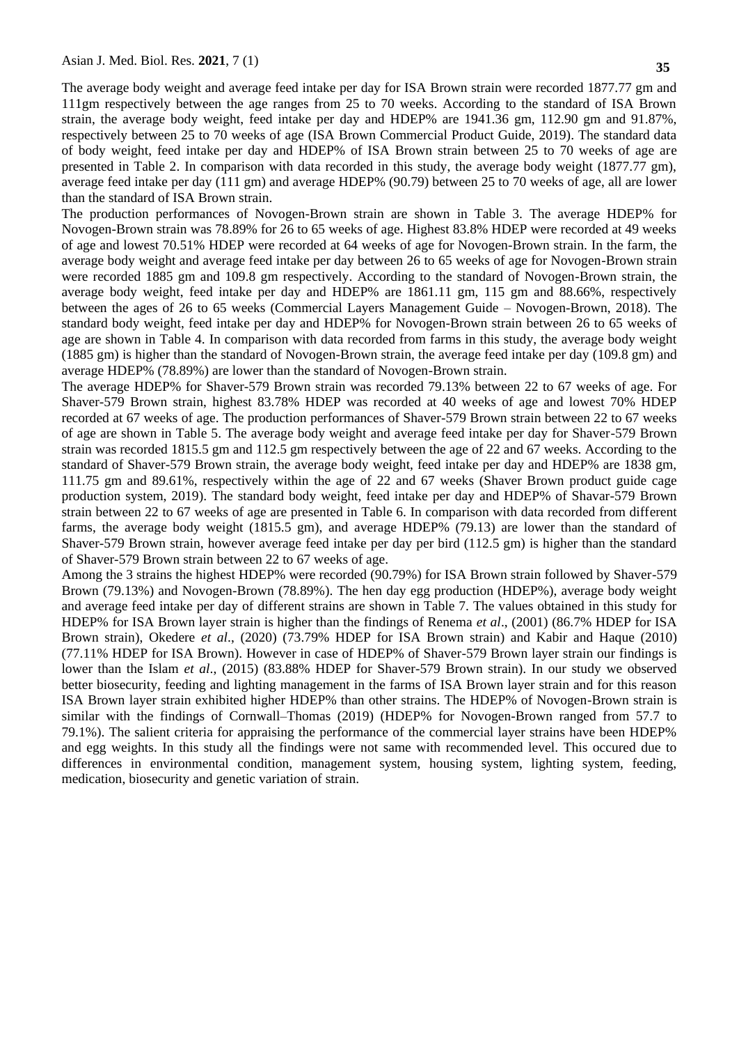The average body weight and average feed intake per day for ISA Brown strain were recorded 1877.77 gm and 111gm respectively between the age ranges from 25 to 70 weeks. According to the standard of ISA Brown strain, the average body weight, feed intake per day and HDEP% are 1941.36 gm, 112.90 gm and 91.87%, respectively between 25 to 70 weeks of age (ISA Brown Commercial Product Guide, 2019). The standard data of body weight, feed intake per day and HDEP% of ISA Brown strain between 25 to 70 weeks of age are presented in Table 2. In comparison with data recorded in this study, the average body weight (1877.77 gm), average feed intake per day (111 gm) and average HDEP% (90.79) between 25 to 70 weeks of age, all are lower than the standard of ISA Brown strain.

The production performances of Novogen-Brown strain are shown in Table 3. The average HDEP% for Novogen-Brown strain was 78.89% for 26 to 65 weeks of age. Highest 83.8% HDEP were recorded at 49 weeks of age and lowest 70.51% HDEP were recorded at 64 weeks of age for Novogen-Brown strain. In the farm, the average body weight and average feed intake per day between 26 to 65 weeks of age for Novogen-Brown strain were recorded 1885 gm and 109.8 gm respectively. According to the standard of Novogen-Brown strain, the average body weight, feed intake per day and HDEP% are 1861.11 gm, 115 gm and 88.66%, respectively between the ages of 26 to 65 weeks (Commercial Layers Management Guide – Novogen-Brown, 2018). The standard body weight, feed intake per day and HDEP% for Novogen-Brown strain between 26 to 65 weeks of age are shown in Table 4. In comparison with data recorded from farms in this study, the average body weight (1885 gm) is higher than the standard of Novogen-Brown strain, the average feed intake per day (109.8 gm) and average HDEP% (78.89%) are lower than the standard of Novogen-Brown strain.

The average HDEP% for Shaver-579 Brown strain was recorded 79.13% between 22 to 67 weeks of age. For Shaver-579 Brown strain, highest 83.78% HDEP was recorded at 40 weeks of age and lowest 70% HDEP recorded at 67 weeks of age. The production performances of Shaver-579 Brown strain between 22 to 67 weeks of age are shown in Table 5. The average body weight and average feed intake per day for Shaver-579 Brown strain was recorded 1815.5 gm and 112.5 gm respectively between the age of 22 and 67 weeks. According to the standard of Shaver-579 Brown strain, the average body weight, feed intake per day and HDEP% are 1838 gm, 111.75 gm and 89.61%, respectively within the age of 22 and 67 weeks (Shaver Brown product guide cage production system, 2019). The standard body weight, feed intake per day and HDEP% of Shavar-579 Brown strain between 22 to 67 weeks of age are presented in Table 6. In comparison with data recorded from different farms, the average body weight (1815.5 gm), and average HDEP% (79.13) are lower than the standard of Shaver-579 Brown strain, however average feed intake per day per bird (112.5 gm) is higher than the standard of Shaver-579 Brown strain between 22 to 67 weeks of age.

Among the 3 strains the highest HDEP% were recorded (90.79%) for ISA Brown strain followed by Shaver-579 Brown (79.13%) and Novogen-Brown (78.89%). The hen day egg production (HDEP%), average body weight and average feed intake per day of different strains are shown in Table 7. The values obtained in this study for HDEP% for ISA Brown layer strain is higher than the findings of Renema *et al*., (2001) (86.7% HDEP for ISA Brown strain), Okedere *et al*., (2020) (73.79% HDEP for ISA Brown strain) and Kabir and Haque (2010) (77.11% HDEP for ISA Brown). However in case of HDEP% of Shaver-579 Brown layer strain our findings is lower than the Islam *et al*., (2015) (83.88% HDEP for Shaver-579 Brown strain). In our study we observed better biosecurity, feeding and lighting management in the farms of ISA Brown layer strain and for this reason ISA Brown layer strain exhibited higher HDEP% than other strains. The HDEP% of Novogen-Brown strain is similar with the findings of Cornwall–Thomas (2019) (HDEP% for Novogen-Brown ranged from 57.7 to 79.1%). The salient criteria for appraising the performance of the commercial layer strains have been HDEP% and egg weights. In this study all the findings were not same with recommended level. This occured due to differences in environmental condition, management system, housing system, lighting system, feeding, medication, biosecurity and genetic variation of strain.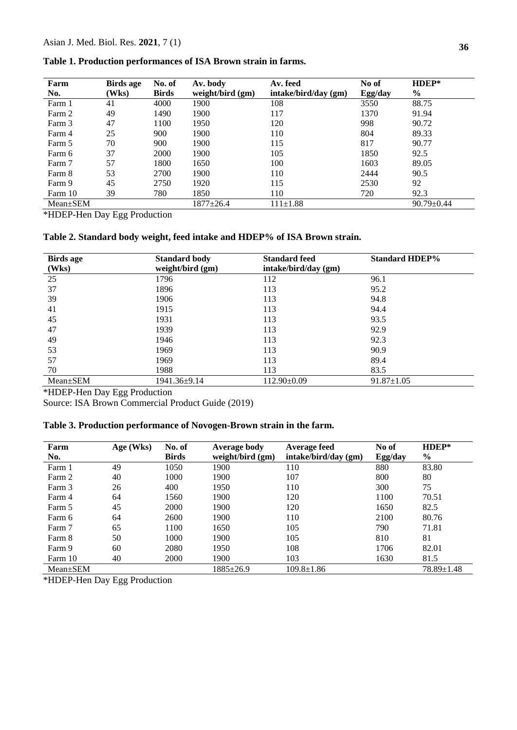**Table 1. Production performances of ISA Brown strain in farms.**

| Farm No. | Birds age (Wks) | No. of Birds | Av. body weight/bird (gm) | Av. feed intake/bird/day (gm) | No of Egg/day | HDEP* % |
|---|---|---|---|---|---|---|
| Farm 1 | 41 | 4000 | 1900 | 108 | 3550 | 88.75 |
| Farm 2 | 49 | 1490 | 1900 | 117 | 1370 | 91.94 |
| Farm 3 | 47 | 1100 | 1950 | 120 | 998 | 90.72 |
| Farm 4 | 25 | 900 | 1900 | 110 | 804 | 89.33 |
| Farm 5 | 70 | 900 | 1900 | 115 | 817 | 90.77 |
| Farm 6 | 37 | 2000 | 1900 | 105 | 1850 | 92.5 |
| Farm 7 | 57 | 1800 | 1650 | 100 | 1603 | 89.05 |
| Farm 8 | 53 | 2700 | 1900 | 110 | 2444 | 90.5 |
| Farm 9 | 45 | 2750 | 1920 | 115 | 2530 | 92 |
| Farm 10 | 39 | 780 | 1850 | 110 | 720 | 92.3 |
| Mean±SEM | | | 1877±26.4 | 111±1.88 | | 90.79±0.44 |

*HDEP-Hen Day Egg Production

**Table 2. Standard body weight, feed intake and HDEP% of ISA Brown strain.**

| Birds age (Wks) | Standard body weight/bird (gm) | Standard feed intake/bird/day (gm) | Standard HDEP% |
|---|---|---|---|
| 25 | 1796 | 112 | 96.1 |
| 37 | 1896 | 113 | 95.2 |
| 39 | 1906 | 113 | 94.8 |
| 41 | 1915 | 113 | 94.4 |
| 45 | 1931 | 113 | 93.5 |
| 47 | 1939 | 113 | 92.9 |
| 49 | 1946 | 113 | 92.3 |
| 53 | 1969 | 113 | 90.9 |
| 57 | 1969 | 113 | 89.4 |
| 70 | 1988 | 113 | 83.5 |
| Mean±SEM | 1941.36±9.14 | 112.90±0.09 | 91.87±1.05 |

*HDEP-Hen Day Egg Production

Source: ISA Brown Commercial Product Guide (2019)

**Table 3. Production performance of Novogen-Brown strain in the farm.**

| Farm No. | Age (Wks) | No. of Birds | Average body weight/bird (gm) | Average feed intake/bird/day (gm) | No of Egg/day | HDEP* % |
|---|---|---|---|---|---|---|
| Farm 1 | 49 | 1050 | 1900 | 110 | 880 | 83.80 |
| Farm 2 | 40 | 1000 | 1900 | 107 | 800 | 80 |
| Farm 3 | 26 | 400 | 1950 | 110 | 300 | 75 |
| Farm 4 | 64 | 1560 | 1900 | 120 | 1100 | 70.51 |
| Farm 5 | 45 | 2000 | 1900 | 120 | 1650 | 82.5 |
| Farm 6 | 64 | 2600 | 1900 | 110 | 2100 | 80.76 |
| Farm 7 | 65 | 1100 | 1650 | 105 | 790 | 71.81 |
| Farm 8 | 50 | 1000 | 1900 | 105 | 810 | 81 |
| Farm 9 | 60 | 2080 | 1950 | 108 | 1706 | 82.01 |
| Farm 10 | 40 | 2000 | 1900 | 103 | 1630 | 81.5 |
| Mean±SEM | | | 1885±26.9 | 109.8±1.86 | | 78.89±1.48 |

*HDEP-Hen Day Egg Production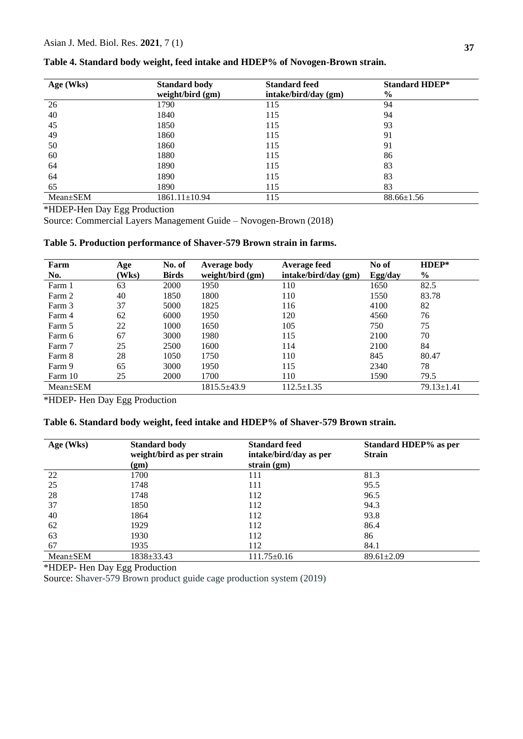**Table 4. Standard body weight, feed intake and HDEP% of Novogen-Brown strain.**

| Age (Wks) | Standard body weight/bird (gm) | Standard feed intake/bird/day (gm) | Standard HDEP* % |
|---|---|---|---|
| 26 | 1790 | 115 | 94 |
| 40 | 1840 | 115 | 94 |
| 45 | 1850 | 115 | 93 |
| 49 | 1860 | 115 | 91 |
| 50 | 1860 | 115 | 91 |
| 60 | 1880 | 115 | 86 |
| 64 | 1890 | 115 | 83 |
| 64 | 1890 | 115 | 83 |
| 65 | 1890 | 115 | 83 |
| Mean±SEM | 1861.11±10.94 | 115 | 88.66±1.56 |

*HDEP-Hen Day Egg Production

Source: Commercial Layers Management Guide – Novogen-Brown (2018)

**Table 5. Production performance of Shaver-579 Brown strain in farms.**

| Farm No. | Age (Wks) | No. of Birds | Average body weight/bird (gm) | Average feed intake/bird/day (gm) | No of Egg/day | HDEP* % |
|---|---|---|---|---|---|---|
| Farm 1 | 63 | 2000 | 1950 | 110 | 1650 | 82.5 |
| Farm 2 | 40 | 1850 | 1800 | 110 | 1550 | 83.78 |
| Farm 3 | 37 | 5000 | 1825 | 116 | 4100 | 82 |
| Farm 4 | 62 | 6000 | 1950 | 120 | 4560 | 76 |
| Farm 5 | 22 | 1000 | 1650 | 105 | 750 | 75 |
| Farm 6 | 67 | 3000 | 1980 | 115 | 2100 | 70 |
| Farm 7 | 25 | 2500 | 1600 | 114 | 2100 | 84 |
| Farm 8 | 28 | 1050 | 1750 | 110 | 845 | 80.47 |
| Farm 9 | 65 | 3000 | 1950 | 115 | 2340 | 78 |
| Farm 10 | 25 | 2000 | 1700 | 110 | 1590 | 79.5 |
| Mean±SEM | | | 1815.5±43.9 | 112.5±1.35 | | 79.13±1.41 |

*HDEP- Hen Day Egg Production

**Table 6. Standard body weight, feed intake and HDEP% of Shaver-579 Brown strain.**

| Age (Wks) | Standard body weight/bird as per strain (gm) | Standard feed intake/bird/day as per strain (gm) | Standard HDEP% as per Strain |
|---|---|---|---|
| 22 | 1700 | 111 | 81.3 |
| 25 | 1748 | 111 | 95.5 |
| 28 | 1748 | 112 | 96.5 |
| 37 | 1850 | 112 | 94.3 |
| 40 | 1864 | 112 | 93.8 |
| 62 | 1929 | 112 | 86.4 |
| 63 | 1930 | 112 | 86 |
| 67 | 1935 | 112 | 84.1 |
| Mean±SEM | 1838±33.43 | 111.75±0.16 | 89.61±2.09 |

*HDEP- Hen Day Egg Production

Source: Shaver-579 Brown product guide cage production system (2019)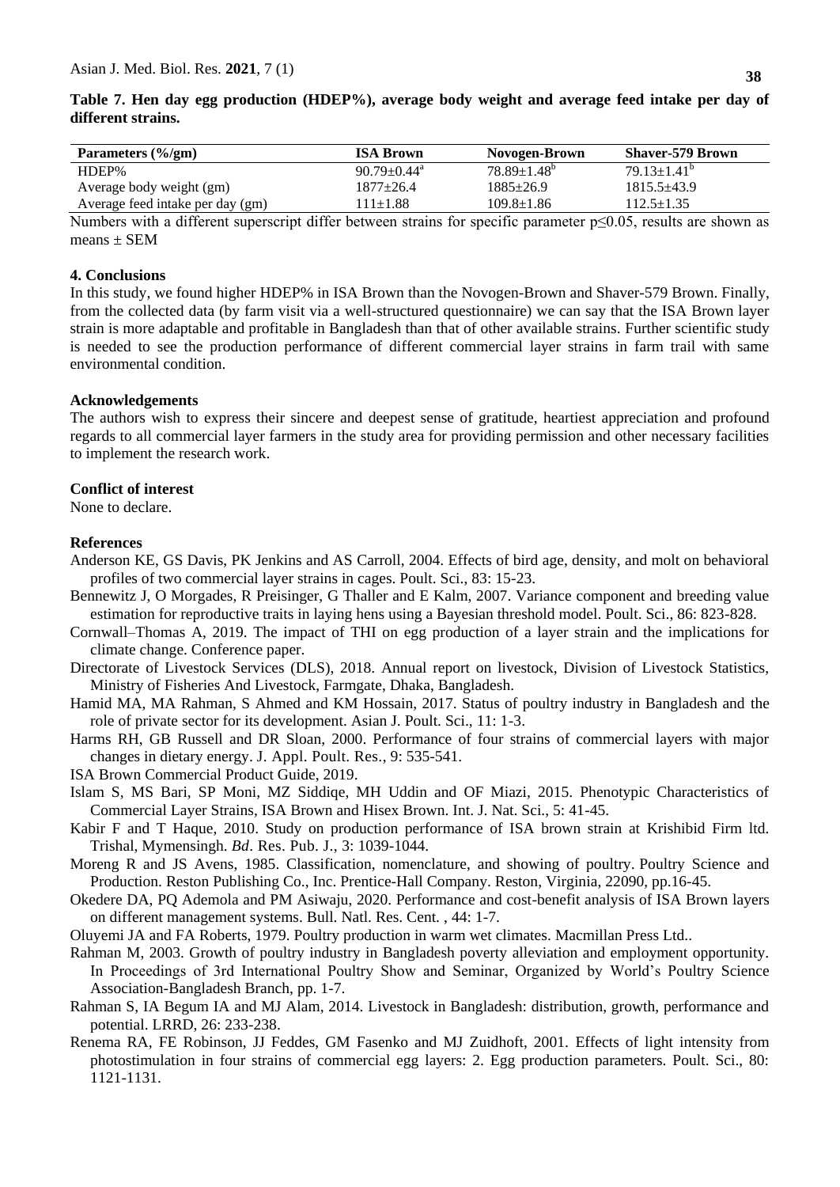**Table 7. Hen day egg production (HDEP%), average body weight and average feed intake per day of different strains.**

| Parameters (%/gm) | ISA Brown | Novogen-Brown | Shaver-579 Brown |
|---|---|---|---|
| HDEP% | 90.79±0.44[a] | 78.89±1.48[b] | 79.13±1.41[b] |
| Average body weight (gm) | 1877±26.4 | 1885±26.9 | 1815.5±43.9 |
| Average feed intake per day (gm) | 111±1.88 | 109.8±1.86 | 112.5±1.35 |

Numbers with a different superscript differ between strains for specific parameter $p \leq 0.05$, results are shown as means ± SEM

## 4. Conclusions

In this study, we found higher HDEP% in ISA Brown than the Novogen-Brown and Shaver-579 Brown. Finally, from the collected data (by farm visit via a well-structured questionnaire) we can say that the ISA Brown layer strain is more adaptable and profitable in Bangladesh than that of other available strains. Further scientific study is needed to see the production performance of different commercial layer strains in farm trail with same environmental condition.

## Acknowledgements

The authors wish to express their sincere and deepest sense of gratitude, heartiest appreciation and profound regards to all commercial layer farmers in the study area for providing permission and other necessary facilities to implement the research work.

## Conflict of interest

None to declare.

## References

Anderson KE, GS Davis, PK Jenkins and AS Carroll, 2004. Effects of bird age, density, and molt on behavioral profiles of two commercial layer strains in cages. Poult. Sci., 83: 15-23.

Bennewitz J, O Morgades, R Preisinger, G Thaller and E Kalm, 2007. Variance component and breeding value estimation for reproductive traits in laying hens using a Bayesian threshold model. Poult. Sci., 86: 823-828.

Cornwall–Thomas A, 2019. The impact of THI on egg production of a layer strain and the implications for climate change. Conference paper.

Directorate of Livestock Services (DLS), 2018. Annual report on livestock, Division of Livestock Statistics, Ministry of Fisheries And Livestock, Farmgate, Dhaka, Bangladesh.

Hamid MA, MA Rahman, S Ahmed and KM Hossain, 2017. Status of poultry industry in Bangladesh and the role of private sector for its development. Asian J. Poult. Sci., 11: 1-3.

Harms RH, GB Russell and DR Sloan, 2000. Performance of four strains of commercial layers with major changes in dietary energy. J. Appl. Poult. Res., 9: 535-541.

ISA Brown Commercial Product Guide, 2019.

Islam S, MS Bari, SP Moni, MZ Siddiqe, MH Uddin and OF Miazi, 2015. Phenotypic Characteristics of Commercial Layer Strains, ISA Brown and Hisex Brown. Int. J. Nat. Sci., 5: 41-45.

Kabir F and T Haque, 2010. Study on production performance of ISA brown strain at Krishibid Firm ltd. Trishal, Mymensingh. *Bd*. Res. Pub. J., 3: 1039-1044.

Moreng R and JS Avens, 1985. Classification, nomenclature, and showing of poultry. Poultry Science and Production. Reston Publishing Co., Inc. Prentice-Hall Company. Reston, Virginia, 22090, pp.16-45.

Okedere DA, PQ Ademola and PM Asiwaju, 2020. Performance and cost-benefit analysis of ISA Brown layers on different management systems. Bull. Natl. Res. Cent. , 44: 1-7.

Oluyemi JA and FA Roberts, 1979. Poultry production in warm wet climates. Macmillan Press Ltd..

Rahman M, 2003. Growth of poultry industry in Bangladesh poverty alleviation and employment opportunity. In Proceedings of 3rd International Poultry Show and Seminar, Organized by World's Poultry Science Association-Bangladesh Branch, pp. 1-7.

Rahman S, IA Begum IA and MJ Alam, 2014. Livestock in Bangladesh: distribution, growth, performance and potential. LRRD, 26: 233-238.

Renema RA, FE Robinson, JJ Feddes, GM Fasenko and MJ Zuidhoft, 2001. Effects of light intensity from photostimulation in four strains of commercial egg layers: 2. Egg production parameters. Poult. Sci., 80: 1121-1131.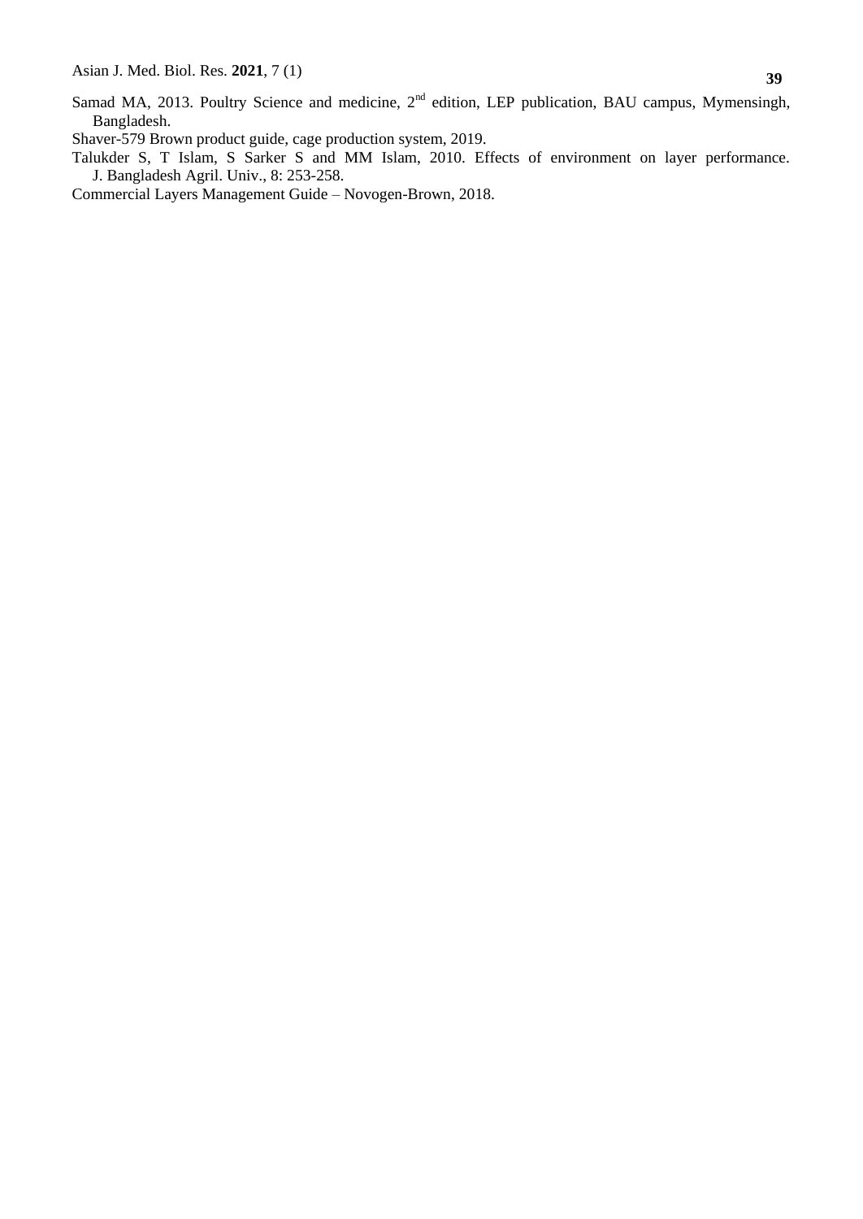Samad MA, 2013. Poultry Science and medicine, 2nd edition, LEP publication, BAU campus, Mymensingh, Bangladesh.

Shaver-579 Brown product guide, cage production system, 2019.

Talukder S, T Islam, S Sarker S and MM Islam, 2010. Effects of environment on layer performance. J. Bangladesh Agril. Univ., 8: 253-258.

Commercial Layers Management Guide – Novogen-Brown, 2018.